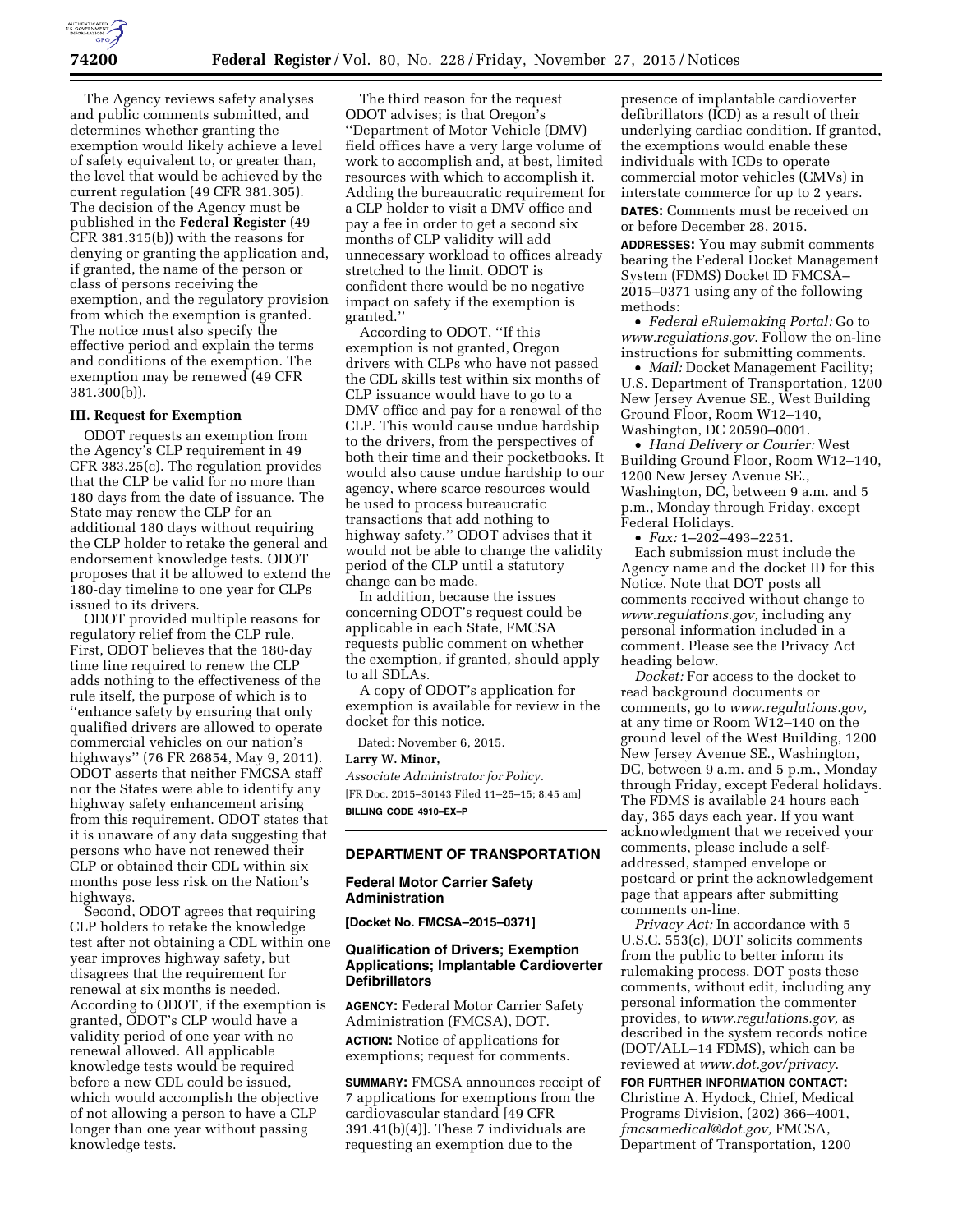The Agency reviews safety analyses and public comments submitted, and determines whether granting the exemption would likely achieve a level of safety equivalent to, or greater than, the level that would be achieved by the current regulation (49 CFR 381.305). The decision of the Agency must be published in the **Federal Register** (49 CFR 381.315(b)) with the reasons for denying or granting the application and, if granted, the name of the person or class of persons receiving the exemption, and the regulatory provision from which the exemption is granted. The notice must also specify the effective period and explain the terms and conditions of the exemption. The exemption may be renewed (49 CFR 381.300(b)).

### III. Request for Exemption

ODOT requests an exemption from the Agency's CLP requirement in 49 CFR 383.25(c). The regulation provides that the CLP be valid for no more than 180 days from the date of issuance. The State may renew the CLP for an additional 180 days without requiring the CLP holder to retake the general and endorsement knowledge tests. ODOT proposes that it be allowed to extend the 180-day timeline to one year for CLPs issued to its drivers.

ODOT provided multiple reasons for regulatory relief from the CLP rule. First, ODOT believes that the 180-day time line required to renew the CLP adds nothing to the effectiveness of the rule itself, the purpose of which is to ''enhance safety by ensuring that only qualified drivers are allowed to operate commercial vehicles on our nation's highways'' (76 FR 26854, May 9, 2011). ODOT asserts that neither FMCSA staff nor the States were able to identify any highway safety enhancement arising from this requirement. ODOT states that it is unaware of any data suggesting that persons who have not renewed their CLP or obtained their CDL within six months pose less risk on the Nation's highways.

Second, ODOT agrees that requiring CLP holders to retake the knowledge test after not obtaining a CDL within one year improves highway safety, but disagrees that the requirement for renewal at six months is needed. According to ODOT, if the exemption is granted, ODOT's CLP would have a validity period of one year with no renewal allowed. All applicable knowledge tests would be required before a new CDL could be issued, which would accomplish the objective of not allowing a person to have a CLP longer than one year without passing knowledge tests.

The third reason for the request ODOT advises; is that Oregon's ''Department of Motor Vehicle (DMV) field offices have a very large volume of work to accomplish and, at best, limited resources with which to accomplish it. Adding the bureaucratic requirement for a CLP holder to visit a DMV office and pay a fee in order to get a second six months of CLP validity will add unnecessary workload to offices already stretched to the limit. ODOT is confident there would be no negative impact on safety if the exemption is granted.''

According to ODOT, ''If this exemption is not granted, Oregon drivers with CLPs who have not passed the CDL skills test within six months of CLP issuance would have to go to a DMV office and pay for a renewal of the CLP. This would cause undue hardship to the drivers, from the perspectives of both their time and their pocketbooks. It would also cause undue hardship to our agency, where scarce resources would be used to process bureaucratic transactions that add nothing to highway safety.'' ODOT advises that it would not be able to change the validity period of the CLP until a statutory change can be made.

In addition, because the issues concerning ODOT's request could be applicable in each State, FMCSA requests public comment on whether the exemption, if granted, should apply to all SDLAs.

A copy of ODOT's application for exemption is available for review in the docket for this notice.

Dated: November 6, 2015.

**Larry W. Minor,**

*Associate Administrator for Policy.*

[FR Doc. 2015–30143 Filed 11–25–15; 8:45 am]

**BILLING CODE 4910–EX–P**

## DEPARTMENT OF TRANSPORTATION

### Federal Motor Carrier Safety Administration

**[Docket No. FMCSA–2015–0371]**

### Qualification of Drivers; Exemption Applications; Implantable Cardioverter Defibrillators

**AGENCY:** Federal Motor Carrier Safety Administration (FMCSA), DOT.

**ACTION:** Notice of applications for exemptions; request for comments.

**SUMMARY:** FMCSA announces receipt of 7 applications for exemptions from the cardiovascular standard [49 CFR 391.41(b)(4)]. These 7 individuals are requesting an exemption due to the presence of implantable cardioverter defibrillators (ICD) as a result of their underlying cardiac condition. If granted, the exemptions would enable these individuals with ICDs to operate commercial motor vehicles (CMVs) in interstate commerce for up to 2 years.

**DATES:** Comments must be received on or before December 28, 2015.

**ADDRESSES:** You may submit comments bearing the Federal Docket Management System (FDMS) Docket ID FMCSA–2015–0371 using any of the following methods:

- *Federal eRulemaking Portal:* Go to *www.regulations.gov*. Follow the on-line instructions for submitting comments.
- *Mail:* Docket Management Facility; U.S. Department of Transportation, 1200 New Jersey Avenue SE., West Building Ground Floor, Room W12–140, Washington, DC 20590–0001.
- *Hand Delivery or Courier:* West Building Ground Floor, Room W12–140, 1200 New Jersey Avenue SE., Washington, DC, between 9 a.m. and 5 p.m., Monday through Friday, except Federal Holidays.
- *Fax:* 1–202–493–2251.

Each submission must include the Agency name and the docket ID for this Notice. Note that DOT posts all comments received without change to *www.regulations.gov,* including any personal information included in a comment. Please see the Privacy Act heading below.

*Docket:* For access to the docket to read background documents or comments, go to *www.regulations.gov,* at any time or Room W12–140 on the ground level of the West Building, 1200 New Jersey Avenue SE., Washington, DC, between 9 a.m. and 5 p.m., Monday through Friday, except Federal holidays. The FDMS is available 24 hours each day, 365 days each year. If you want acknowledgment that we received your comments, please include a self-addressed, stamped envelope or postcard or print the acknowledgement page that appears after submitting comments on-line.

*Privacy Act:* In accordance with 5 U.S.C. 553(c), DOT solicits comments from the public to better inform its rulemaking process. DOT posts these comments, without edit, including any personal information the commenter provides, to *www.regulations.gov,* as described in the system records notice (DOT/ALL–14 FDMS), which can be reviewed at *www.dot.gov/privacy*.

**FOR FURTHER INFORMATION CONTACT:** Christine A. Hydock, Chief, Medical Programs Division, (202) 366–4001, *fmcsamedical@dot.gov,* FMCSA, Department of Transportation, 1200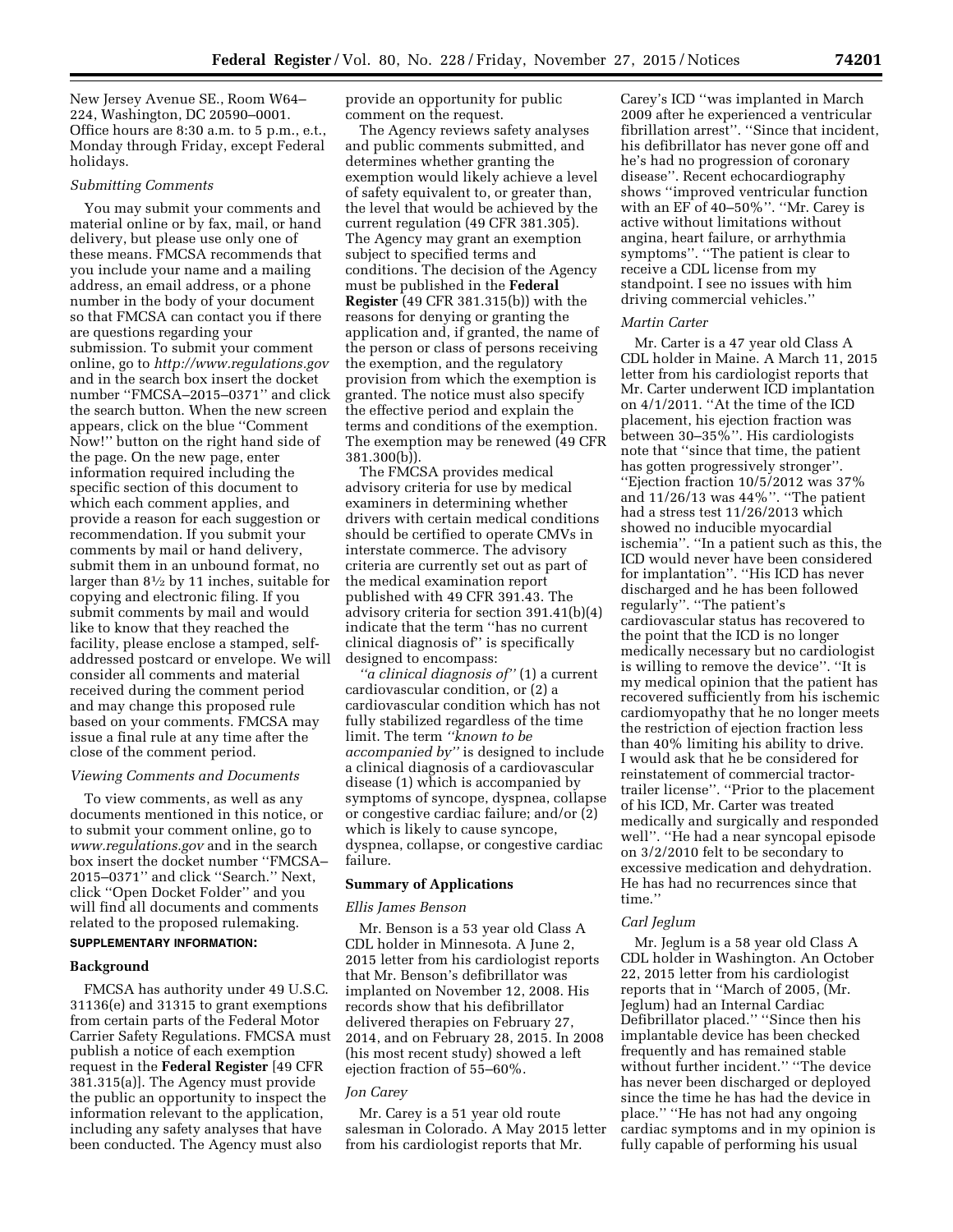New Jersey Avenue SE., Room W64–224, Washington, DC 20590–0001. Office hours are 8:30 a.m. to 5 p.m., e.t., Monday through Friday, except Federal holidays.

*Submitting Comments*

You may submit your comments and material online or by fax, mail, or hand delivery, but please use only one of these means. FMCSA recommends that you include your name and a mailing address, an email address, or a phone number in the body of your document so that FMCSA can contact you if there are questions regarding your submission. To submit your comment online, go to *http://www.regulations.gov* and in the search box insert the docket number ''FMCSA–2015–0371'' and click the search button. When the new screen appears, click on the blue ''Comment Now!'' button on the right hand side of the page. On the new page, enter information required including the specific section of this document to which each comment applies, and provide a reason for each suggestion or recommendation. If you submit your comments by mail or hand delivery, submit them in an unbound format, no larger than 8½ by 11 inches, suitable for copying and electronic filing. If you submit comments by mail and would like to know that they reached the facility, please enclose a stamped, self-addressed postcard or envelope. We will consider all comments and material received during the comment period and may change this proposed rule based on your comments. FMCSA may issue a final rule at any time after the close of the comment period.

*Viewing Comments and Documents*

To view comments, as well as any documents mentioned in this notice, or to submit your comment online, go to *www.regulations.gov* and in the search box insert the docket number ''FMCSA–2015–0371'' and click ''Search.'' Next, click ''Open Docket Folder'' and you will find all documents and comments related to the proposed rulemaking.

**SUPPLEMENTARY INFORMATION:**

**Background**

FMCSA has authority under 49 U.S.C. 31136(e) and 31315 to grant exemptions from certain parts of the Federal Motor Carrier Safety Regulations. FMCSA must publish a notice of each exemption request in the **Federal Register** [49 CFR 381.315(a)]. The Agency must provide the public an opportunity to inspect the information relevant to the application, including any safety analyses that have been conducted. The Agency must also provide an opportunity for public comment on the request.

The Agency reviews safety analyses and public comments submitted, and determines whether granting the exemption would likely achieve a level of safety equivalent to, or greater than, the level that would be achieved by the current regulation (49 CFR 381.305). The Agency may grant an exemption subject to specified terms and conditions. The decision of the Agency must be published in the **Federal Register** (49 CFR 381.315(b)) with the reasons for denying or granting the application and, if granted, the name of the person or class of persons receiving the exemption, and the regulatory provision from which the exemption is granted. The notice must also specify the effective period and explain the terms and conditions of the exemption. The exemption may be renewed (49 CFR 381.300(b)).

The FMCSA provides medical advisory criteria for use by medical examiners in determining whether drivers with certain medical conditions should be certified to operate CMVs in interstate commerce. The advisory criteria are currently set out as part of the medical examination report published with 49 CFR 391.43. The advisory criteria for section 391.41(b)(4) indicate that the term ''has no current clinical diagnosis of'' is specifically designed to encompass:

*''a clinical diagnosis of''* (1) a current cardiovascular condition, or (2) a cardiovascular condition which has not fully stabilized regardless of the time limit. The term *''known to be accompanied by''* is designed to include a clinical diagnosis of a cardiovascular disease (1) which is accompanied by symptoms of syncope, dyspnea, collapse or congestive cardiac failure; and/or (2) which is likely to cause syncope, dyspnea, collapse, or congestive cardiac failure.

**Summary of Applications**

*Ellis James Benson*

Mr. Benson is a 53 year old Class A CDL holder in Minnesota. A June 2, 2015 letter from his cardiologist reports that Mr. Benson's defibrillator was implanted on November 12, 2008. His records show that his defibrillator delivered therapies on February 27, 2014, and on February 28, 2015. In 2008 (his most recent study) showed a left ejection fraction of 55–60%.

*Jon Carey*

Mr. Carey is a 51 year old route salesman in Colorado. A May 2015 letter from his cardiologist reports that Mr. Carey's ICD ''was implanted in March 2009 after he experienced a ventricular fibrillation arrest''. ''Since that incident, his defibrillator has never gone off and he's had no progression of coronary disease''. Recent echocardiography shows ''improved ventricular function with an EF of 40–50%''. ''Mr. Carey is active without limitations without angina, heart failure, or arrhythmia symptoms''. ''The patient is clear to receive a CDL license from my standpoint. I see no issues with him driving commercial vehicles.''

*Martin Carter*

Mr. Carter is a 47 year old Class A CDL holder in Maine. A March 11, 2015 letter from his cardiologist reports that Mr. Carter underwent ICD implantation on 4/1/2011. ''At the time of the ICD placement, his ejection fraction was between 30–35%''. His cardiologists note that ''since that time, the patient has gotten progressively stronger''. ''Ejection fraction 10/5/2012 was 37% and 11/26/13 was 44%''. ''The patient had a stress test 11/26/2013 which showed no inducible myocardial ischemia''. ''In a patient such as this, the ICD would never have been considered for implantation''. ''His ICD has never discharged and he has been followed regularly''. ''The patient's cardiovascular status has recovered to the point that the ICD is no longer medically necessary but no cardiologist is willing to remove the device''. ''It is my medical opinion that the patient has recovered sufficiently from his ischemic cardiomyopathy that he no longer meets the restriction of ejection fraction less than 40% limiting his ability to drive. I would ask that he be considered for reinstatement of commercial tractor-trailer license''. ''Prior to the placement of his ICD, Mr. Carter was treated medically and surgically and responded well''. ''He had a near syncopal episode on 3/2/2010 felt to be secondary to excessive medication and dehydration. He has had no recurrences since that time.''

*Carl Jeglum*

Mr. Jeglum is a 58 year old Class A CDL holder in Washington. An October 22, 2015 letter from his cardiologist reports that in ''March of 2005, (Mr. Jeglum) had an Internal Cardiac Defibrillator placed.'' ''Since then his implantable device has been checked frequently and has remained stable without further incident.'' ''The device has never been discharged or deployed since the time he has had the device in place.'' ''He has not had any ongoing cardiac symptoms and in my opinion is fully capable of performing his usual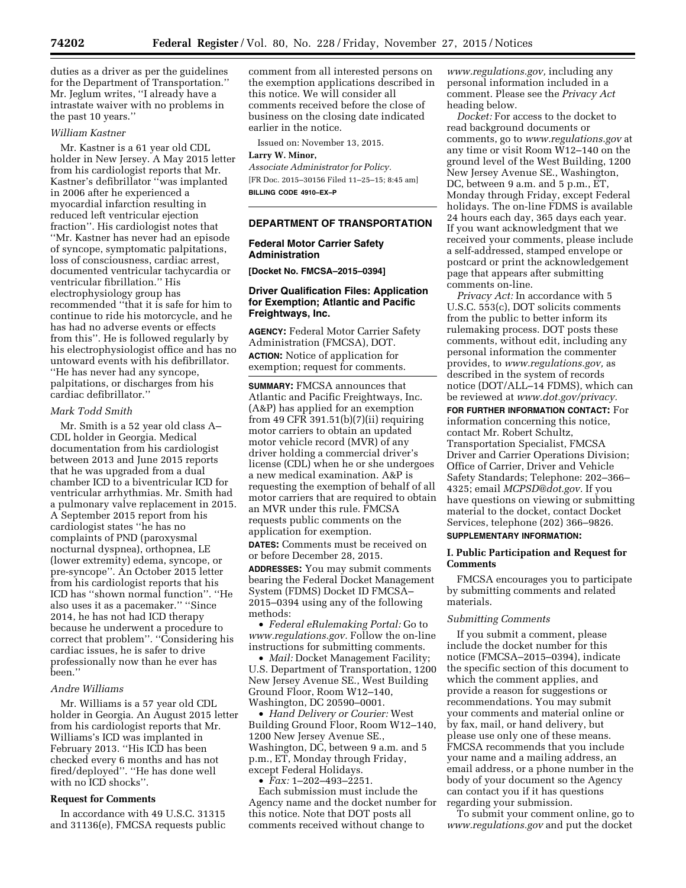duties as a driver as per the guidelines for the Department of Transportation.'' Mr. Jeglum writes, ''I already have a intrastate waiver with no problems in the past 10 years.''

*William Kastner*

Mr. Kastner is a 61 year old CDL holder in New Jersey. A May 2015 letter from his cardiologist reports that Mr. Kastner's defibrillator ''was implanted in 2006 after he experienced a myocardial infarction resulting in reduced left ventricular ejection fraction''. His cardiologist notes that ''Mr. Kastner has never had an episode of syncope, symptomatic palpitations, loss of consciousness, cardiac arrest, documented ventricular tachycardia or ventricular fibrillation.'' His electrophysiology group has recommended ''that it is safe for him to continue to ride his motorcycle, and he has had no adverse events or effects from this''. He is followed regularly by his electrophysiologist office and has no untoward events with his defibrillator. ''He has never had any syncope, palpitations, or discharges from his cardiac defibrillator.''

*Mark Todd Smith*

Mr. Smith is a 52 year old class A–CDL holder in Georgia. Medical documentation from his cardiologist between 2013 and June 2015 reports that he was upgraded from a dual chamber ICD to a biventricular ICD for ventricular arrhythmias. Mr. Smith had a pulmonary valve replacement in 2015. A September 2015 report from his cardiologist states ''he has no complaints of PND (paroxysmal nocturnal dyspnea), orthopnea, LE (lower extremity) edema, syncope, or pre-syncope''. An October 2015 letter from his cardiologist reports that his ICD has ''shown normal function''. ''He also uses it as a pacemaker.'' ''Since 2014, he has not had ICD therapy because he underwent a procedure to correct that problem''. ''Considering his cardiac issues, he is safer to drive professionally now than he ever has been.''

*Andre Williams*

Mr. Williams is a 57 year old CDL holder in Georgia. An August 2015 letter from his cardiologist reports that Mr. Williams's ICD was implanted in February 2013. ''His ICD has been checked every 6 months and has not fired/deployed''. ''He has done well with no ICD shocks''.

**Request for Comments**

In accordance with 49 U.S.C. 31315 and 31136(e), FMCSA requests public comment from all interested persons on the exemption applications described in this notice. We will consider all comments received before the close of business on the closing date indicated earlier in the notice.

Issued on: November 13, 2015.

**Larry W. Minor,**

*Associate Administrator for Policy.*

[FR Doc. 2015–30156 Filed 11–25–15; 8:45 am]

**BILLING CODE 4910–EX–P**

---

## DEPARTMENT OF TRANSPORTATION

### Federal Motor Carrier Safety Administration

**[Docket No. FMCSA–2015–0394]**

### Driver Qualification Files: Application for Exemption; Atlantic and Pacific Freightways, Inc.

**AGENCY:** Federal Motor Carrier Safety Administration (FMCSA), DOT.

**ACTION:** Notice of application for exemption; request for comments.

**SUMMARY:** FMCSA announces that Atlantic and Pacific Freightways, Inc. (A&P) has applied for an exemption from 49 CFR 391.51(b)(7)(ii) requiring motor carriers to obtain an updated motor vehicle record (MVR) of any driver holding a commercial driver's license (CDL) when he or she undergoes a new medical examination. A&P is requesting the exemption of behalf of all motor carriers that are required to obtain an MVR under this rule. FMCSA requests public comments on the application for exemption.

**DATES:** Comments must be received on or before December 28, 2015.

**ADDRESSES:** You may submit comments bearing the Federal Docket Management System (FDMS) Docket ID FMCSA–2015–0394 using any of the following methods:

- *Federal eRulemaking Portal:* Go to *www.regulations.gov.* Follow the on-line instructions for submitting comments.
- *Mail:* Docket Management Facility; U.S. Department of Transportation, 1200 New Jersey Avenue SE., West Building Ground Floor, Room W12–140, Washington, DC 20590–0001.
- *Hand Delivery or Courier:* West Building Ground Floor, Room W12–140, 1200 New Jersey Avenue SE., Washington, DC, between 9 a.m. and 5 p.m., ET, Monday through Friday, except Federal Holidays.
- *Fax:* 1–202–493–2251.

Each submission must include the Agency name and the docket number for this notice. Note that DOT posts all comments received without change to *www.regulations.gov,* including any personal information included in a comment. Please see the *Privacy Act* heading below.

*Docket:* For access to the docket to read background documents or comments, go to *www.regulations.gov* at any time or visit Room W12–140 on the ground level of the West Building, 1200 New Jersey Avenue SE., Washington, DC, between 9 a.m. and 5 p.m., ET, Monday through Friday, except Federal holidays. The on-line FDMS is available 24 hours each day, 365 days each year. If you want acknowledgment that we received your comments, please include a self-addressed, stamped envelope or postcard or print the acknowledgement page that appears after submitting comments on-line.

*Privacy Act:* In accordance with 5 U.S.C. 553(c), DOT solicits comments from the public to better inform its rulemaking process. DOT posts these comments, without edit, including any personal information the commenter provides, to *www.regulations.gov,* as described in the system of records notice (DOT/ALL–14 FDMS), which can be reviewed at *www.dot.gov/privacy.*

**FOR FURTHER INFORMATION CONTACT:** For information concerning this notice, contact Mr. Robert Schultz, Transportation Specialist, FMCSA Driver and Carrier Operations Division; Office of Carrier, Driver and Vehicle Safety Standards; Telephone: 202–366–4325; email *MCPSD@dot.gov.* If you have questions on viewing or submitting material to the docket, contact Docket Services, telephone (202) 366–9826.

**SUPPLEMENTARY INFORMATION:**

#### I. Public Participation and Request for Comments

FMCSA encourages you to participate by submitting comments and related materials.

*Submitting Comments*

If you submit a comment, please include the docket number for this notice (FMCSA–2015–0394), indicate the specific section of this document to which the comment applies, and provide a reason for suggestions or recommendations. You may submit your comments and material online or by fax, mail, or hand delivery, but please use only one of these means. FMCSA recommends that you include your name and a mailing address, an email address, or a phone number in the body of your document so the Agency can contact you if it has questions regarding your submission.

To submit your comment online, go to *www.regulations.gov* and put the docket